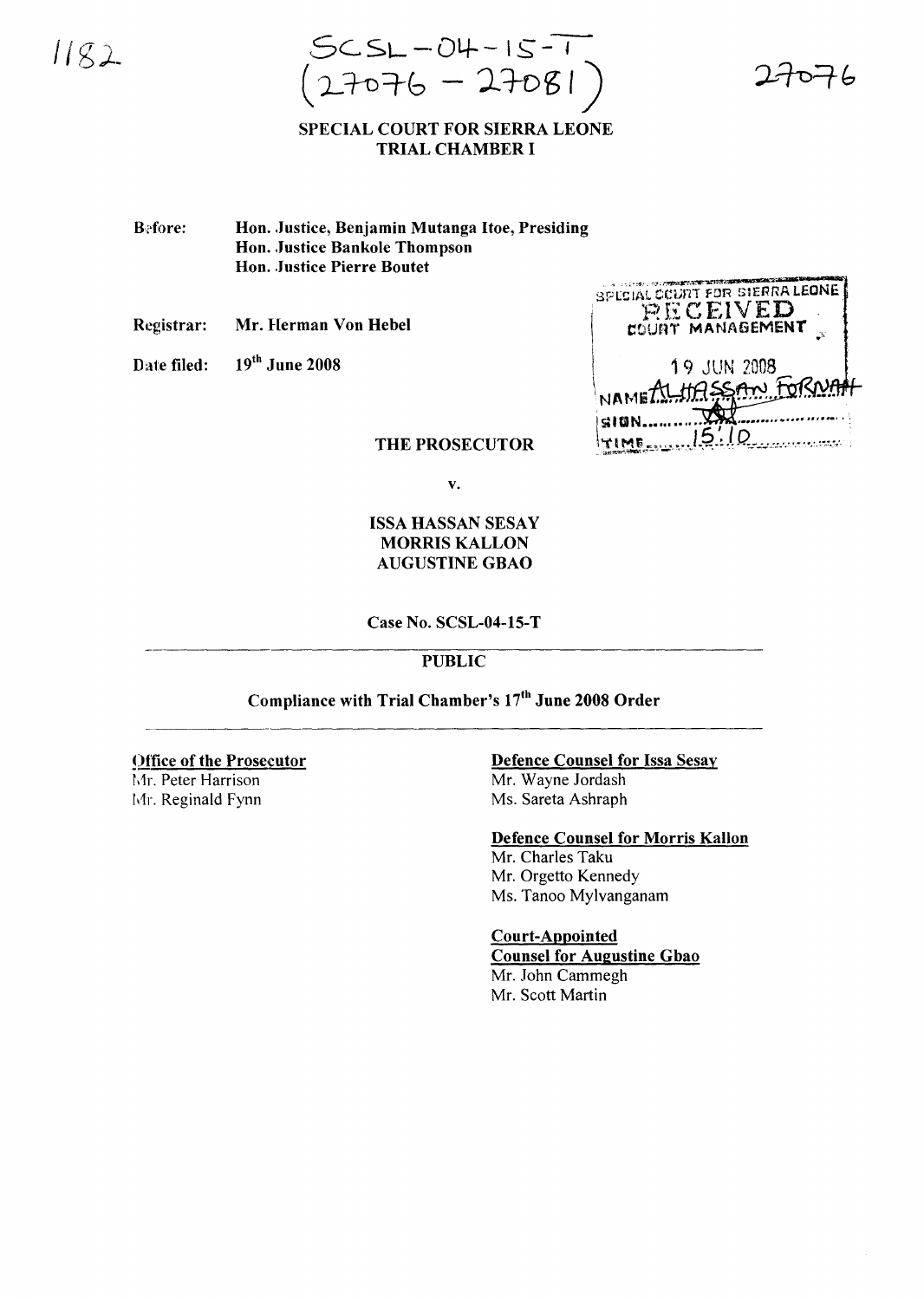1182

SCSL-04-15-T
(27076 - 27081)

27076

**SPECIAL COURT FOR SIERRA LEONE**
**TRIAL CHAMBER I**

**Before:** Hon. Justice, Benjamin Mutanga Itoe, Presiding
Hon. Justice Bankole Thompson
Hon. Justice Pierre Boutet

**Registrar:** Mr. Herman Von Hebel

**Date filed:** 19[th] June 2008

SPECIAL COURT FOR SIERRA LEONE
RECEIVED
COURT MANAGEMENT
19 JUN 2008
NAME ALHASSAN FORNAH
SIGN
TIME 15:10

**THE PROSECUTOR**

v.

**ISSA HASSAN SESAY**
**MORRIS KALLON**
**AUGUSTINE GBAO**

**Case No. SCSL-04-15-T**

---

**PUBLIC**

**Compliance with Trial Chamber's 17[th] June 2008 Order**

---

**Office of the Prosecutor**
Mr. Peter Harrison
Mr. Reginald Fynn

**Defence Counsel for Issa Sesay**
Mr. Wayne Jordash
Ms. Sareta Ashraph

**Defence Counsel for Morris Kallon**
Mr. Charles Taku
Mr. Orgetto Kennedy
Ms. Tanoo Mylvanganam

**Court-Appointed**
**Counsel for Augustine Gbao**
Mr. John Cammegh
Mr. Scott Martin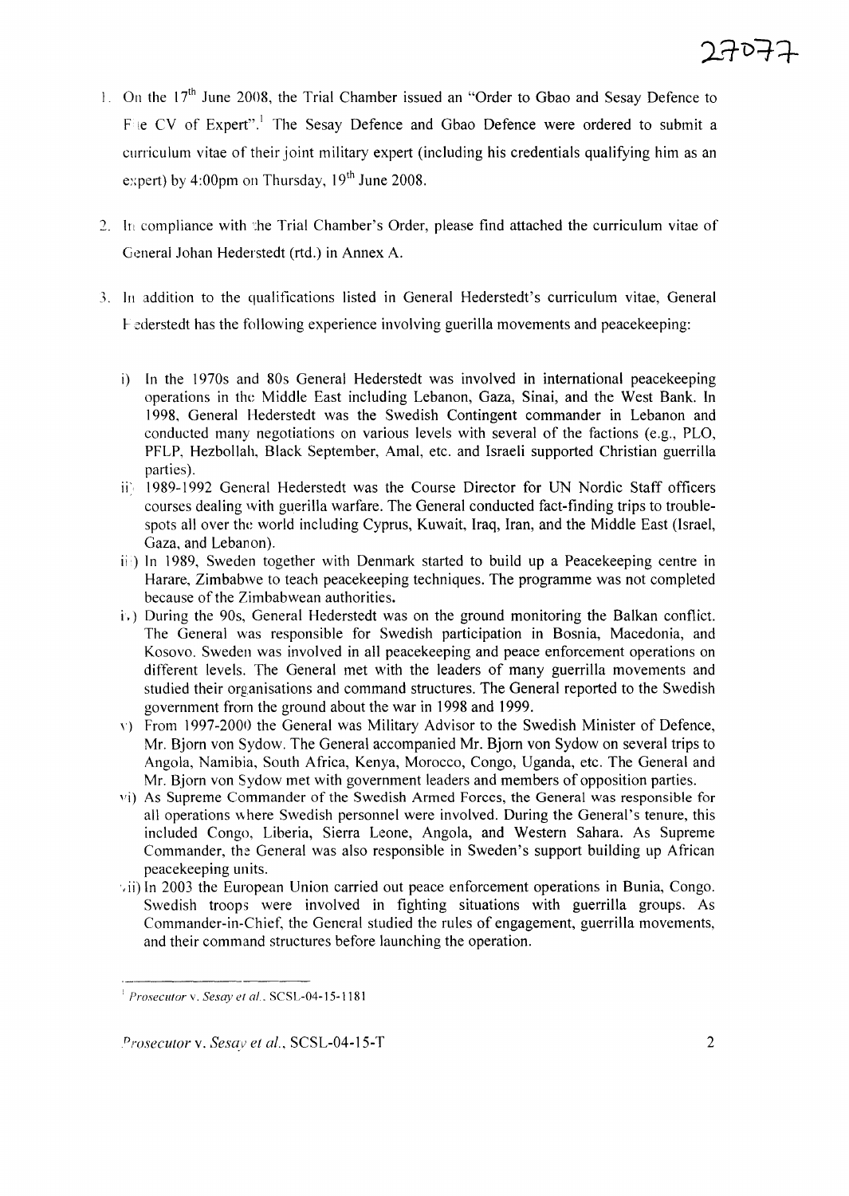1. On the 17th June 2008, the Trial Chamber issued an "Order to Gbao and Sesay Defence to File CV of Expert".[1] The Sesay Defence and Gbao Defence were ordered to submit a curriculum vitae of their joint military expert (including his credentials qualifying him as an expert) by 4:00pm on Thursday, 19th June 2008.

2. In compliance with the Trial Chamber's Order, please find attached the curriculum vitae of General Johan Hederstedt (rtd.) in Annex A.

3. In addition to the qualifications listed in General Hederstedt's curriculum vitae, General Hederstedt has the following experience involving guerilla movements and peacekeeping:

   i) In the 1970s and 80s General Hederstedt was involved in international peacekeeping operations in the Middle East including Lebanon, Gaza, Sinai, and the West Bank. In 1998, General Hederstedt was the Swedish Contingent commander in Lebanon and conducted many negotiations on various levels with several of the factions (e.g., PLO, PFLP, Hezbollah, Black September, Amal, etc. and Israeli supported Christian guerrilla parties).

   ii) 1989-1992 General Hederstedt was the Course Director for UN Nordic Staff officers courses dealing with guerilla warfare. The General conducted fact-finding trips to trouble-spots all over the world including Cyprus, Kuwait, Iraq, Iran, and the Middle East (Israel, Gaza, and Lebanon).

   iii) In 1989, Sweden together with Denmark started to build up a Peacekeeping centre in Harare, Zimbabwe to teach peacekeeping techniques. The programme was not completed because of the Zimbabwean authorities.

   iv) During the 90s, General Hederstedt was on the ground monitoring the Balkan conflict. The General was responsible for Swedish participation in Bosnia, Macedonia, and Kosovo. Sweden was involved in all peacekeeping and peace enforcement operations on different levels. The General met with the leaders of many guerrilla movements and studied their organisations and command structures. The General reported to the Swedish government from the ground about the war in 1998 and 1999.

   v) From 1997-2000 the General was Military Advisor to the Swedish Minister of Defence, Mr. Bjorn von Sydow. The General accompanied Mr. Bjorn von Sydow on several trips to Angola, Namibia, South Africa, Kenya, Morocco, Congo, Uganda, etc. The General and Mr. Bjorn von Sydow met with government leaders and members of opposition parties.

   vi) As Supreme Commander of the Swedish Armed Forces, the General was responsible for all operations where Swedish personnel were involved. During the General's tenure, this included Congo, Liberia, Sierra Leone, Angola, and Western Sahara. As Supreme Commander, the General was also responsible in Sweden's support building up African peacekeeping units.

   vii) In 2003 the European Union carried out peace enforcement operations in Bunia, Congo. Swedish troops were involved in fighting situations with guerrilla groups. As Commander-in-Chief, the General studied the rules of engagement, guerrilla movements, and their command structures before launching the operation.

[1] *Prosecutor v. Sesay et al.*, SCSL-04-15-1181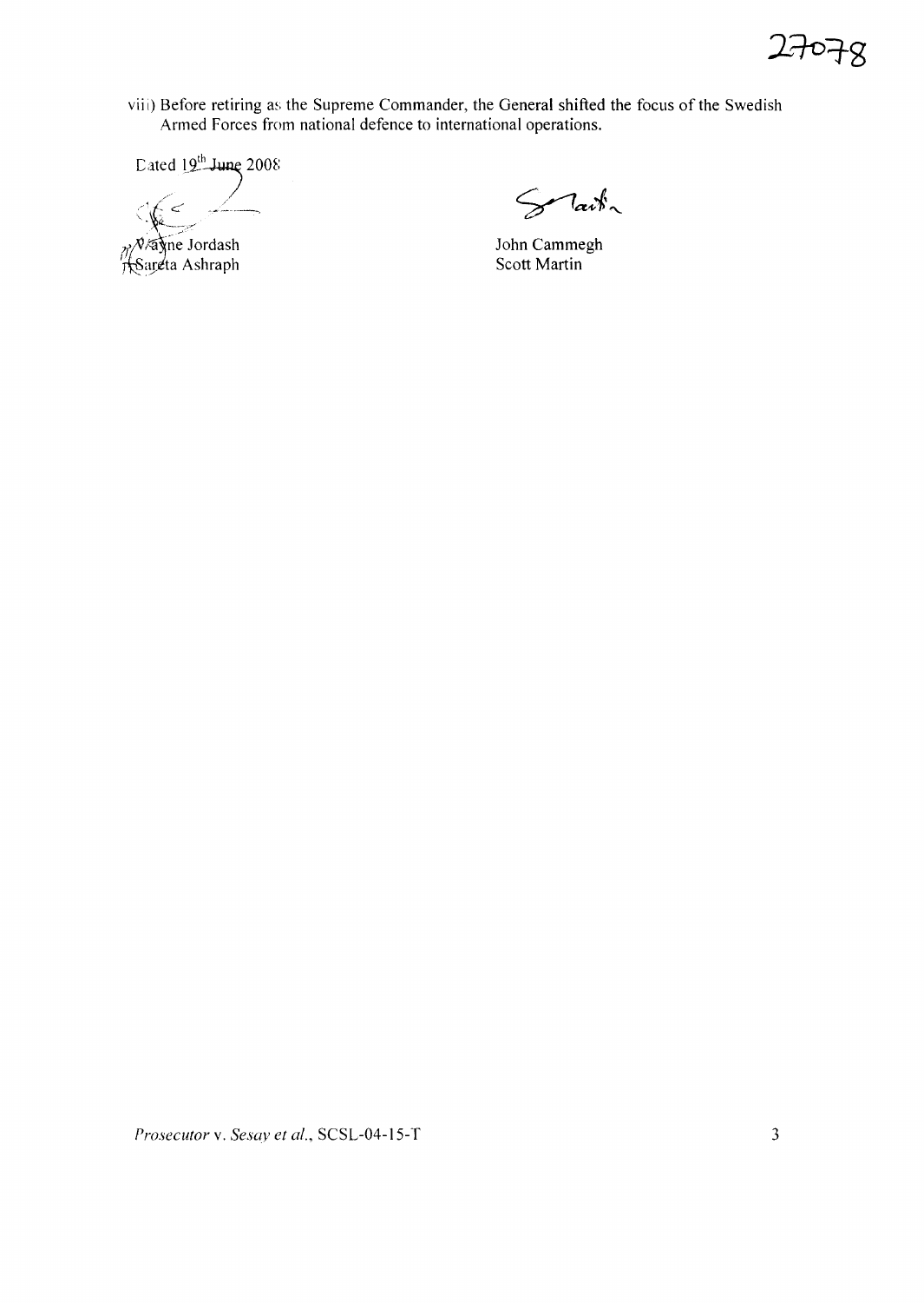viii) Before retiring as the Supreme Commander, the General shifted the focus of the Swedish Armed Forces from national defence to international operations.

Dated 19th June 2008

Wayne Jordash
Sareta Ashraph

John Cammegh
Scott Martin

*Prosecutor* v. *Sesay et al.*, SCSL-04-15-T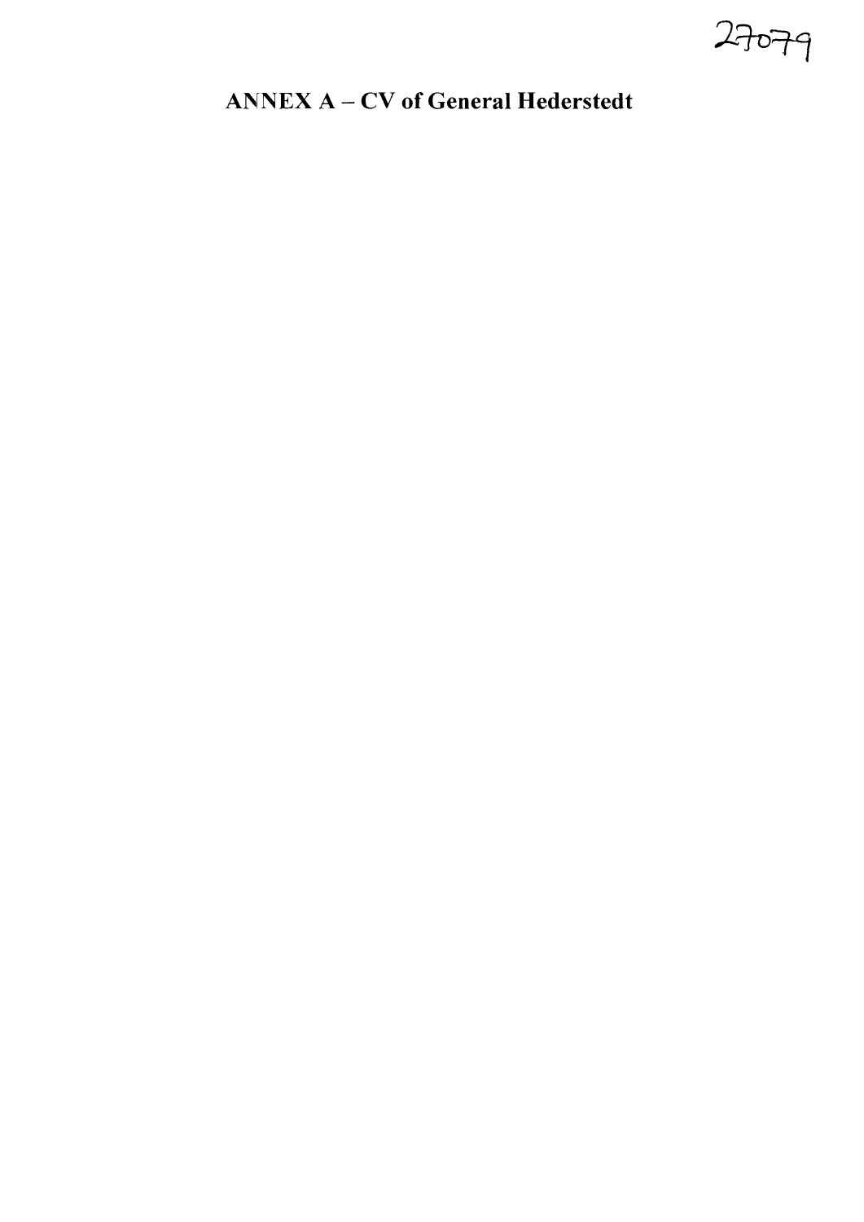## ANNEX A – CV of General Hederstedt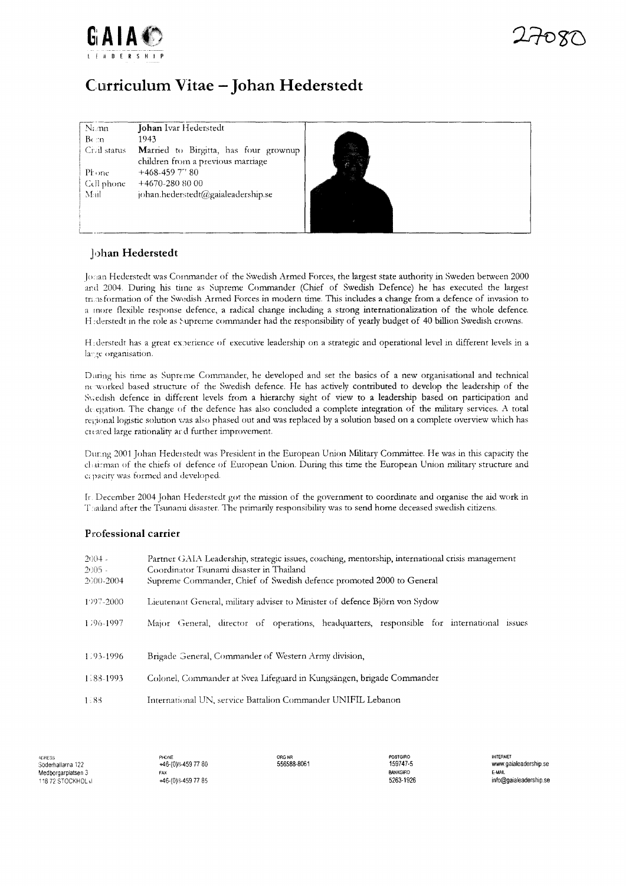GAIA LEADERSHIP

27080

# Curriculum Vitae – Johan Hederstedt

| Namn | **Johan** Ivar Hederstedt |
|---|---|
| Born | 1943 |
| Civil status | **Married** to Birgitta, has four grownup children from a previous marriage |
| Phone | +468-459 77 80 |
| Cell phone | +4670-280 80 00 |
| Mail | johan.hederstedt@gaialeadership.se |

## Johan Hederstedt

Johan Hederstedt was Commander of the Swedish Armed Forces, the largest state authority in Sweden between 2000 and 2004. During his time as Supreme Commander (Chief of Swedish Defence) he has executed the largest transformation of the Swedish Armed Forces in modern time. This includes a change from a defence of invasion to a more flexible response defence, a radical change including a strong internationalization of the whole defence. Hederstedt in the role as Supreme commander had the responsibility of yearly budget of 40 billion Swedish crowns.

Hederstedt has a great experience of executive leadership on a strategic and operational level in different levels in a large organisation.

During his time as Supreme Commander, he developed and set the basics of a new organisational and technical networked based structure of the Swedish defence. He has actively contributed to develop the leadership of the Swedish defence in different levels from a hierarchy sight of view to a leadership based on participation and delegation. The change of the defence has also concluded a complete integration of the military services. A total regional logistic solution was also phased out and was replaced by a solution based on a complete overview which has created large rationality and further improvement.

During 2001 Johan Hederstedt was President in the European Union Military Committee. He was in this capacity the chairman of the chiefs of defence of European Union. During this time the European Union military structure and capacity was formed and developed.

In December 2004 Johan Hederstedt got the mission of the government to coordinate and organise the aid work in Thailand after the Tsunami disaster. The primarily responsibility was to send home deceased swedish citizens.

## Professional carrier

| | |
|---|---|
| 2004 - | Partner GAIA Leadership, strategic issues, coaching, mentorship, international crisis management |
| 2005 - | Coordinator Tsunami disaster in Thailand |
| 2000-2004 | Supreme Commander, Chief of Swedish defence promoted 2000 to General |
| 1997-2000 | Lieutenant General, military adviser to Minister of defence Björn von Sydow |
| 1996-1997 | Major General, director of operations, headquarters, responsible for international issues |
| 1993-1996 | Brigade General, Commander of Western Army division, |
| 1988-1993 | Colonel, Commander at Svea Lifeguard in Kungsängen, brigade Commander |
| 1988 | International UN, service Battalion Commander UNIFIL Lebanon |

ADRESS
Söderhallarna 122
Medborgarplatsen 3
118 72 STOCKHOLM

PHONE
+46-(0)8-459 77 80
FAX
+46-(0)8-459 77 85

ORG NR
556588-8061

POSTGIRO
159747-5
BANKGIRO
5263-1926

INTERNET
www.gaialeadership.se
E-MAIL
info@gaialeadership.se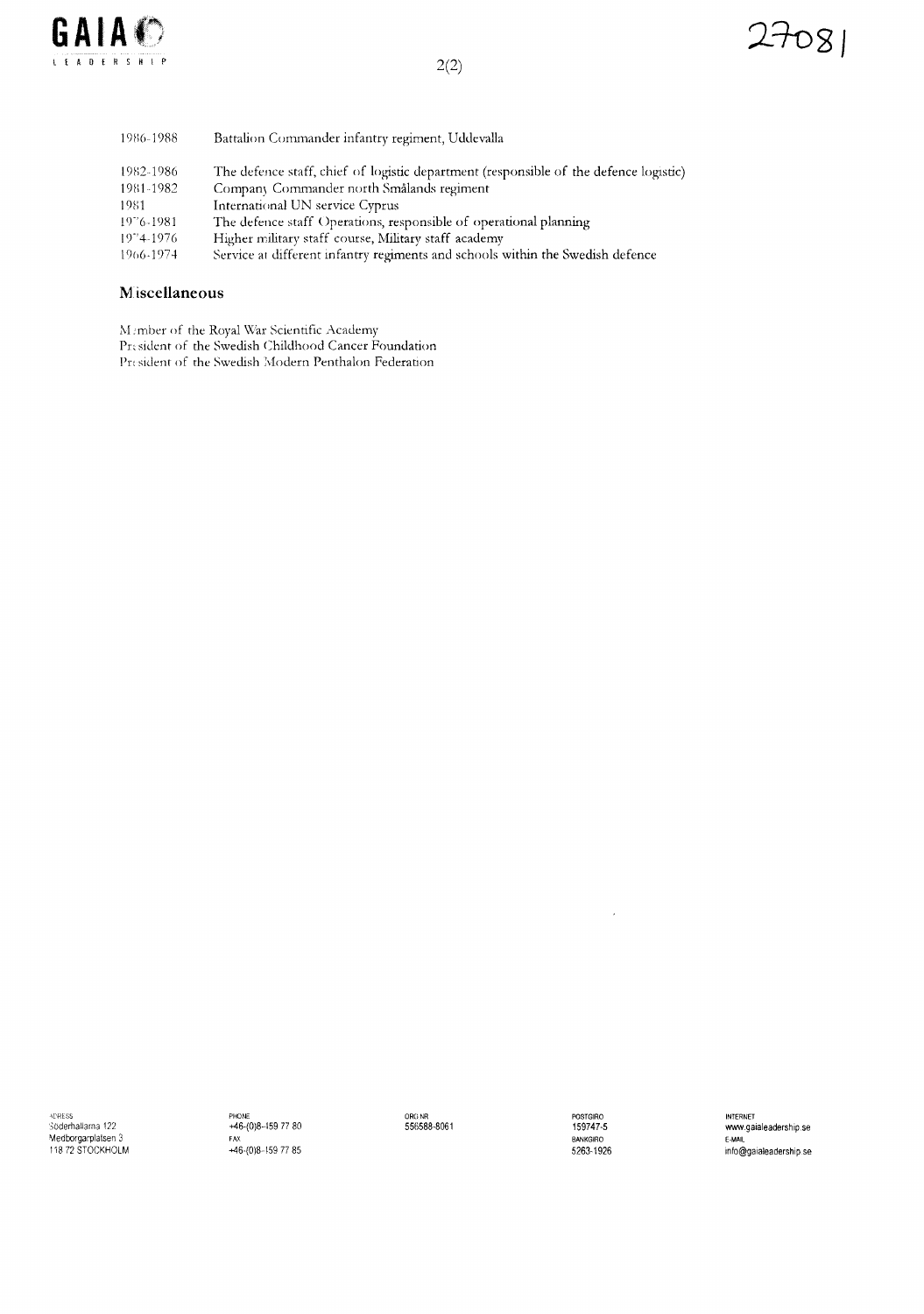| | |
|---|---|
| 1986-1988 | Battalion Commander infantry regiment, Uddevalla |
| 1982-1986 | The defence staff, chief of logistic department (responsible of the defence logistic) |
| 1981-1982 | Company Commander north Smålands regiment |
| 1981 | International UN service Cyprus |
| 1976-1981 | The defence staff Operations, responsible of operational planning |
| 1974-1976 | Higher military staff course, Military staff academy |
| 1966-1974 | Service at different infantry regiments and schools within the Swedish defence |

## Miscellaneous

Member of the Royal War Scientific Academy
President of the Swedish Childhood Cancer Foundation
President of the Swedish Modern Penthalon Federation

ADRESS
Söderhallarna 122
Medborgarplatsen 3
118 72 STOCKHOLM

PHONE
+46-(0)8-159 77 80
FAX
+46-(0)8-159 77 85

ORG NR
556588-8061

POSTGIRO
159747-5
BANKGIRO
5263-1926

INTERNET
www.gaialeadership.se
E-MAIL
info@gaialeadership.se